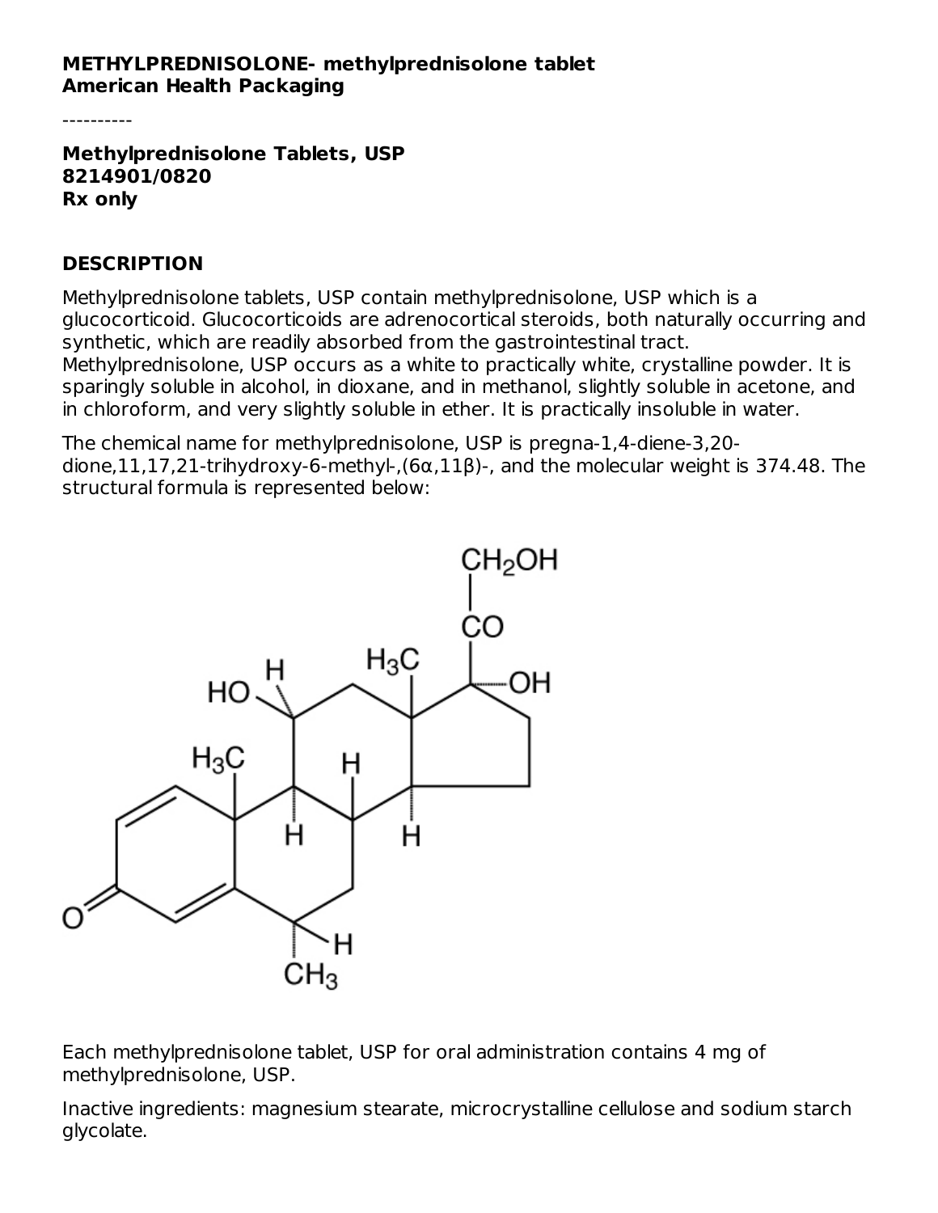**METHYLPREDNISOLONE- methylprednisolone tablet**
**American Health Packaging**

----------

**Methylprednisolone Tablets, USP**
**8214901/0820**
**Rx only**

## DESCRIPTION

Methylprednisolone tablets, USP contain methylprednisolone, USP which is a glucocorticoid. Glucocorticoids are adrenocortical steroids, both naturally occurring and synthetic, which are readily absorbed from the gastrointestinal tract. Methylprednisolone, USP occurs as a white to practically white, crystalline powder. It is sparingly soluble in alcohol, in dioxane, and in methanol, slightly soluble in acetone, and in chloroform, and very slightly soluble in ether. It is practically insoluble in water.

The chemical name for methylprednisolone, USP is pregna-1,4-diene-3,20-dione,11,17,21-trihydroxy-6-methyl-,(6α,11β)-, and the molecular weight is 374.48. The structural formula is represented below:

Each methylprednisolone tablet, USP for oral administration contains 4 mg of methylprednisolone, USP.

Inactive ingredients: magnesium stearate, microcrystalline cellulose and sodium starch glycolate.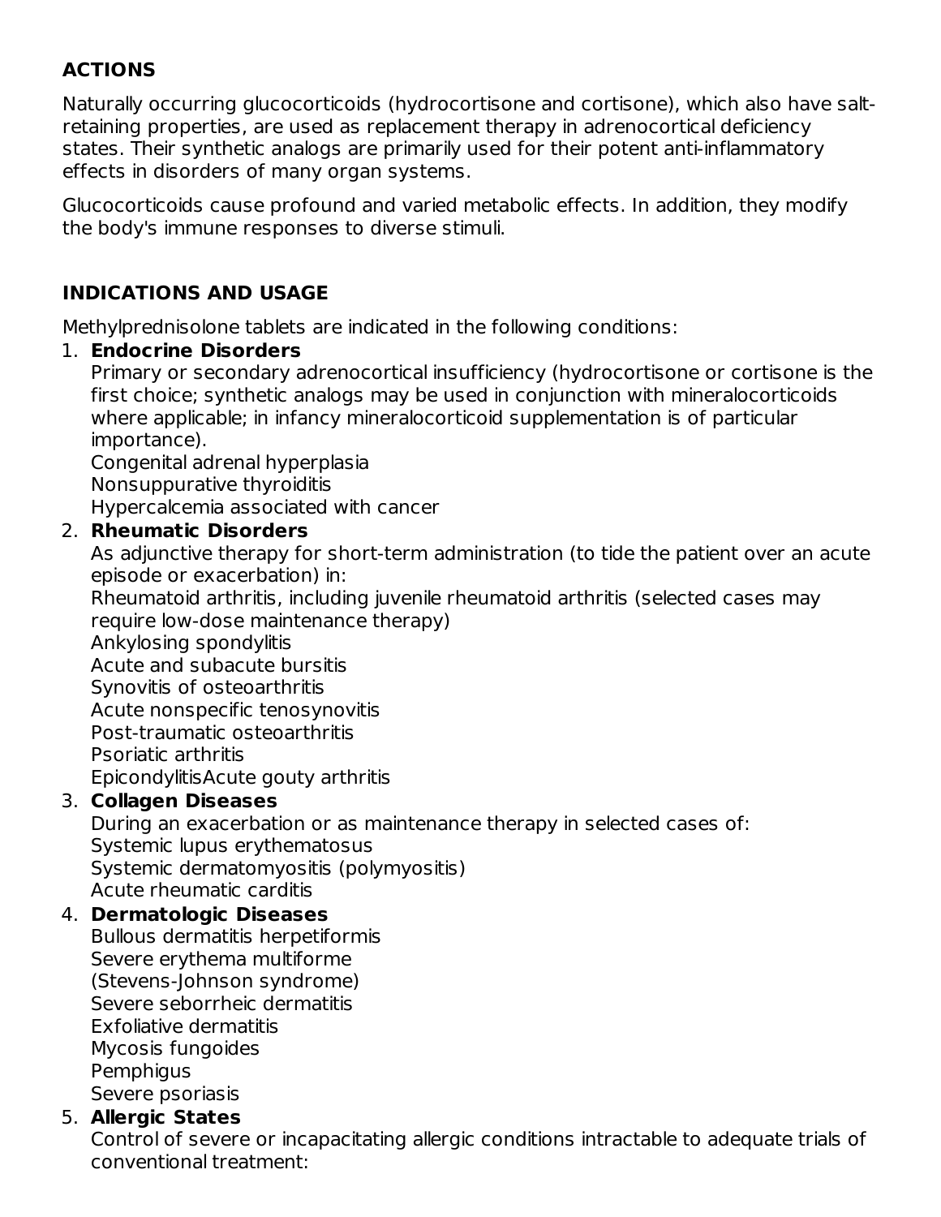## ACTIONS

Naturally occurring glucocorticoids (hydrocortisone and cortisone), which also have salt-retaining properties, are used as replacement therapy in adrenocortical deficiency states. Their synthetic analogs are primarily used for their potent anti-inflammatory effects in disorders of many organ systems.

Glucocorticoids cause profound and varied metabolic effects. In addition, they modify the body's immune responses to diverse stimuli.

## INDICATIONS AND USAGE

Methylprednisolone tablets are indicated in the following conditions:

1. **Endocrine Disorders**
   Primary or secondary adrenocortical insufficiency (hydrocortisone or cortisone is the first choice; synthetic analogs may be used in conjunction with mineralocorticoids where applicable; in infancy mineralocorticoid supplementation is of particular importance).
   Congenital adrenal hyperplasia
   Nonsuppurative thyroiditis
   Hypercalcemia associated with cancer
2. **Rheumatic Disorders**
   As adjunctive therapy for short-term administration (to tide the patient over an acute episode or exacerbation) in:
   Rheumatoid arthritis, including juvenile rheumatoid arthritis (selected cases may require low-dose maintenance therapy)
   Ankylosing spondylitis
   Acute and subacute bursitis
   Synovitis of osteoarthritis
   Acute nonspecific tenosynovitis
   Post-traumatic osteoarthritis
   Psoriatic arthritis
   EpicondylitisAcute gouty arthritis
3. **Collagen Diseases**
   During an exacerbation or as maintenance therapy in selected cases of:
   Systemic lupus erythematosus
   Systemic dermatomyositis (polymyositis)
   Acute rheumatic carditis
4. **Dermatologic Diseases**
   Bullous dermatitis herpetiformis
   Severe erythema multiforme
   (Stevens-Johnson syndrome)
   Severe seborrheic dermatitis
   Exfoliative dermatitis
   Mycosis fungoides
   Pemphigus
   Severe psoriasis
5. **Allergic States**
   Control of severe or incapacitating allergic conditions intractable to adequate trials of conventional treatment: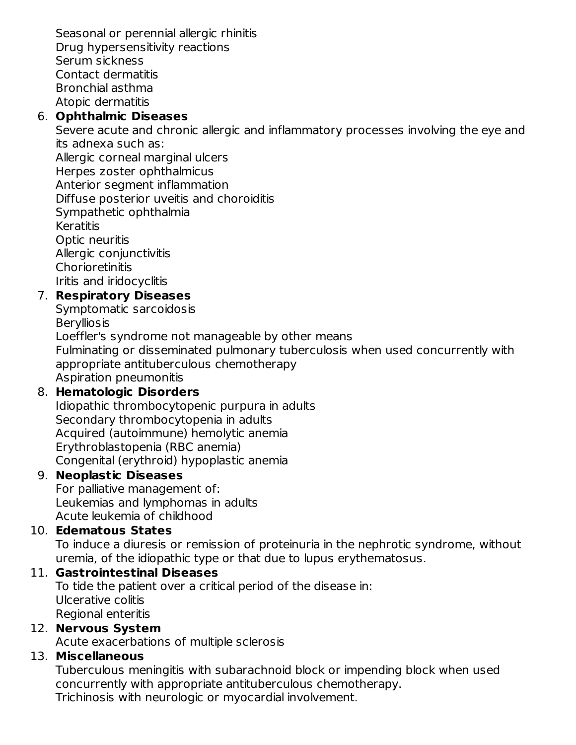Seasonal or perennial allergic rhinitis
Drug hypersensitivity reactions
Serum sickness
Contact dermatitis
Bronchial asthma
Atopic dermatitis

6. **Ophthalmic Diseases**
   Severe acute and chronic allergic and inflammatory processes involving the eye and its adnexa such as:
   Allergic corneal marginal ulcers
   Herpes zoster ophthalmicus
   Anterior segment inflammation
   Diffuse posterior uveitis and choroiditis
   Sympathetic ophthalmia
   Keratitis
   Optic neuritis
   Allergic conjunctivitis
   Chorioretinitis
   Iritis and iridocyclitis
7. **Respiratory Diseases**
   Symptomatic sarcoidosis
   Berylliosis
   Loeffler's syndrome not manageable by other means
   Fulminating or disseminated pulmonary tuberculosis when used concurrently with appropriate antituberculous chemotherapy
   Aspiration pneumonitis
8. **Hematologic Disorders**
   Idiopathic thrombocytopenic purpura in adults
   Secondary thrombocytopenia in adults
   Acquired (autoimmune) hemolytic anemia
   Erythroblastopenia (RBC anemia)
   Congenital (erythroid) hypoplastic anemia
9. **Neoplastic Diseases**
   For palliative management of:
   Leukemias and lymphomas in adults
   Acute leukemia of childhood
10. **Edematous States**
    To induce a diuresis or remission of proteinuria in the nephrotic syndrome, without uremia, of the idiopathic type or that due to lupus erythematosus.
11. **Gastrointestinal Diseases**
    To tide the patient over a critical period of the disease in:
    Ulcerative colitis
    Regional enteritis
12. **Nervous System**
    Acute exacerbations of multiple sclerosis
13. **Miscellaneous**
    Tuberculous meningitis with subarachnoid block or impending block when used concurrently with appropriate antituberculous chemotherapy.
    Trichinosis with neurologic or myocardial involvement.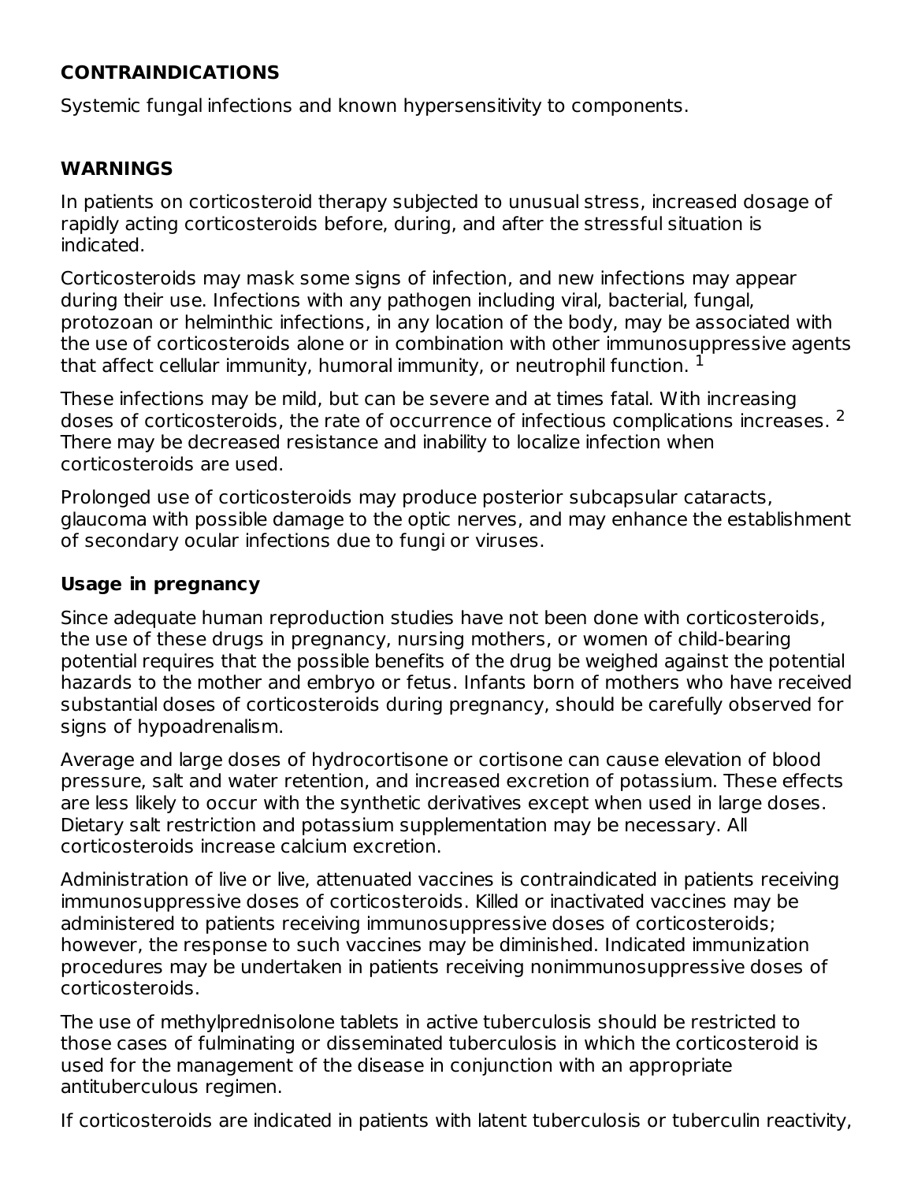## CONTRAINDICATIONS

Systemic fungal infections and known hypersensitivity to components.

## WARNINGS

In patients on corticosteroid therapy subjected to unusual stress, increased dosage of rapidly acting corticosteroids before, during, and after the stressful situation is indicated.

Corticosteroids may mask some signs of infection, and new infections may appear during their use. Infections with any pathogen including viral, bacterial, fungal, protozoan or helminthic infections, in any location of the body, may be associated with the use of corticosteroids alone or in combination with other immunosuppressive agents that affect cellular immunity, humoral immunity, or neutrophil function. [1]

These infections may be mild, but can be severe and at times fatal. With increasing doses of corticosteroids, the rate of occurrence of infectious complications increases. [2] There may be decreased resistance and inability to localize infection when corticosteroids are used.

Prolonged use of corticosteroids may produce posterior subcapsular cataracts, glaucoma with possible damage to the optic nerves, and may enhance the establishment of secondary ocular infections due to fungi or viruses.

### Usage in pregnancy

Since adequate human reproduction studies have not been done with corticosteroids, the use of these drugs in pregnancy, nursing mothers, or women of child-bearing potential requires that the possible benefits of the drug be weighed against the potential hazards to the mother and embryo or fetus. Infants born of mothers who have received substantial doses of corticosteroids during pregnancy, should be carefully observed for signs of hypoadrenalism.

Average and large doses of hydrocortisone or cortisone can cause elevation of blood pressure, salt and water retention, and increased excretion of potassium. These effects are less likely to occur with the synthetic derivatives except when used in large doses. Dietary salt restriction and potassium supplementation may be necessary. All corticosteroids increase calcium excretion.

Administration of live or live, attenuated vaccines is contraindicated in patients receiving immunosuppressive doses of corticosteroids. Killed or inactivated vaccines may be administered to patients receiving immunosuppressive doses of corticosteroids; however, the response to such vaccines may be diminished. Indicated immunization procedures may be undertaken in patients receiving nonimmunosuppressive doses of corticosteroids.

The use of methylprednisolone tablets in active tuberculosis should be restricted to those cases of fulminating or disseminated tuberculosis in which the corticosteroid is used for the management of the disease in conjunction with an appropriate antituberculous regimen.

If corticosteroids are indicated in patients with latent tuberculosis or tuberculin reactivity,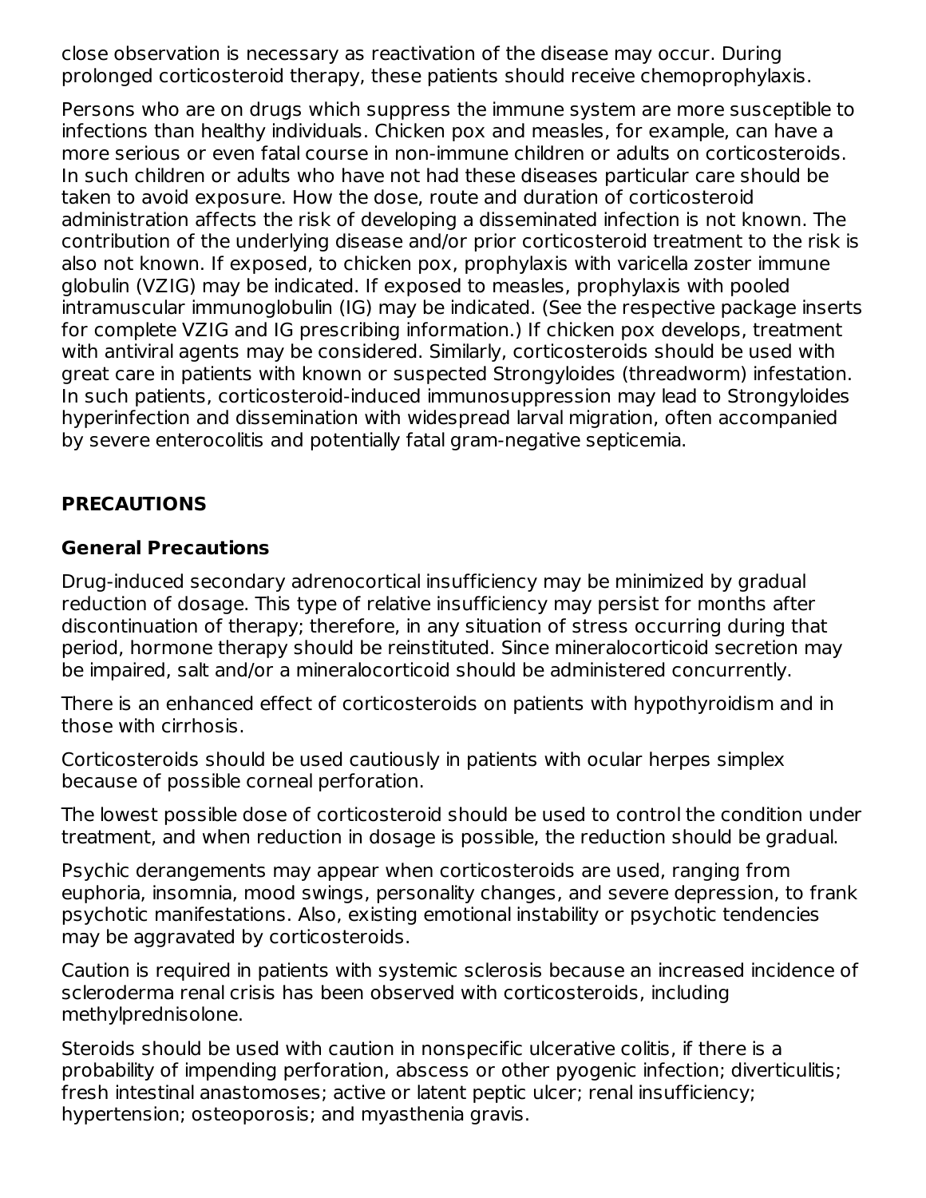close observation is necessary as reactivation of the disease may occur. During prolonged corticosteroid therapy, these patients should receive chemoprophylaxis.

Persons who are on drugs which suppress the immune system are more susceptible to infections than healthy individuals. Chicken pox and measles, for example, can have a more serious or even fatal course in non-immune children or adults on corticosteroids. In such children or adults who have not had these diseases particular care should be taken to avoid exposure. How the dose, route and duration of corticosteroid administration affects the risk of developing a disseminated infection is not known. The contribution of the underlying disease and/or prior corticosteroid treatment to the risk is also not known. If exposed, to chicken pox, prophylaxis with varicella zoster immune globulin (VZIG) may be indicated. If exposed to measles, prophylaxis with pooled intramuscular immunoglobulin (IG) may be indicated. (See the respective package inserts for complete VZIG and IG prescribing information.) If chicken pox develops, treatment with antiviral agents may be considered. Similarly, corticosteroids should be used with great care in patients with known or suspected Strongyloides (threadworm) infestation. In such patients, corticosteroid-induced immunosuppression may lead to Strongyloides hyperinfection and dissemination with widespread larval migration, often accompanied by severe enterocolitis and potentially fatal gram-negative septicemia.

## PRECAUTIONS

### General Precautions

Drug-induced secondary adrenocortical insufficiency may be minimized by gradual reduction of dosage. This type of relative insufficiency may persist for months after discontinuation of therapy; therefore, in any situation of stress occurring during that period, hormone therapy should be reinstituted. Since mineralocorticoid secretion may be impaired, salt and/or a mineralocorticoid should be administered concurrently.

There is an enhanced effect of corticosteroids on patients with hypothyroidism and in those with cirrhosis.

Corticosteroids should be used cautiously in patients with ocular herpes simplex because of possible corneal perforation.

The lowest possible dose of corticosteroid should be used to control the condition under treatment, and when reduction in dosage is possible, the reduction should be gradual.

Psychic derangements may appear when corticosteroids are used, ranging from euphoria, insomnia, mood swings, personality changes, and severe depression, to frank psychotic manifestations. Also, existing emotional instability or psychotic tendencies may be aggravated by corticosteroids.

Caution is required in patients with systemic sclerosis because an increased incidence of scleroderma renal crisis has been observed with corticosteroids, including methylprednisolone.

Steroids should be used with caution in nonspecific ulcerative colitis, if there is a probability of impending perforation, abscess or other pyogenic infection; diverticulitis; fresh intestinal anastomoses; active or latent peptic ulcer; renal insufficiency; hypertension; osteoporosis; and myasthenia gravis.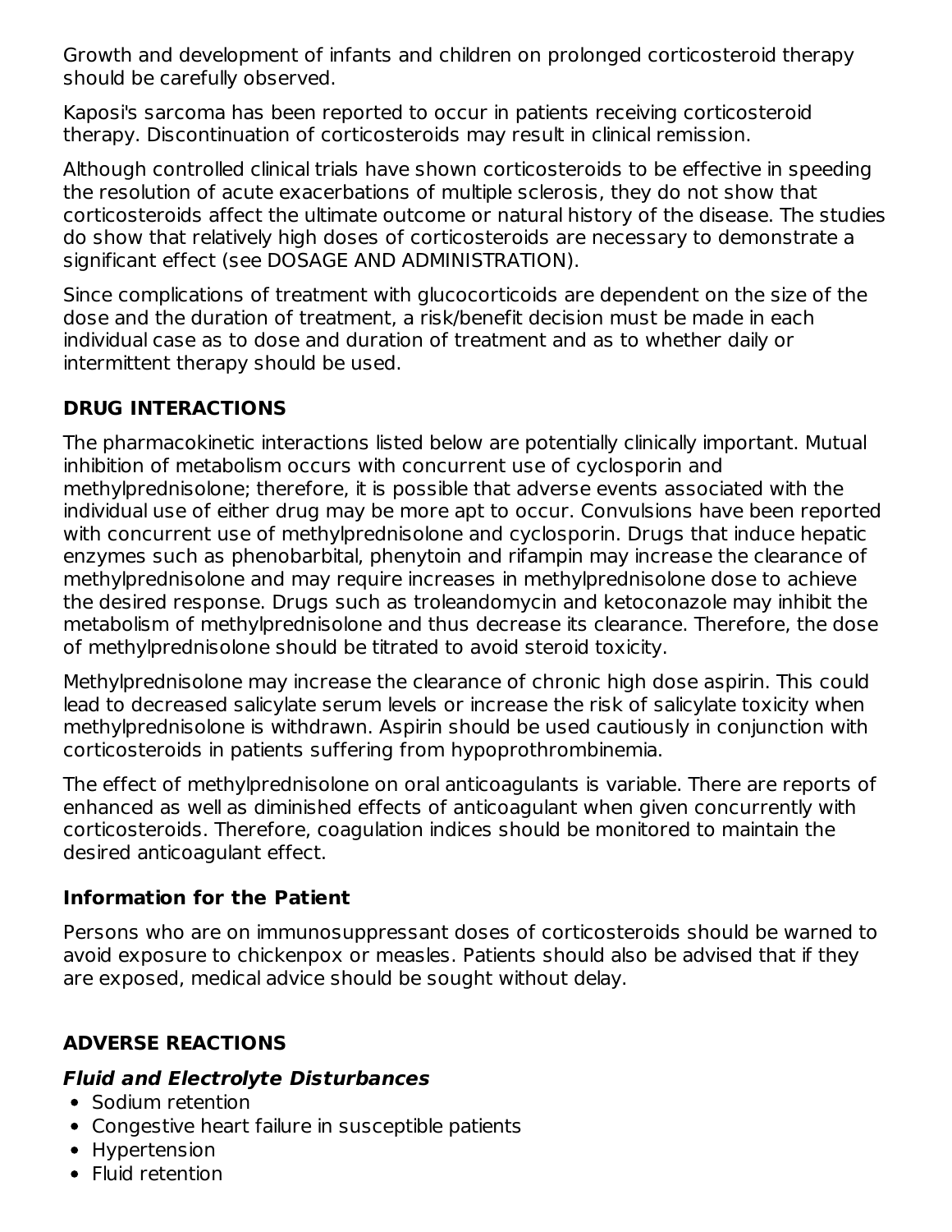Growth and development of infants and children on prolonged corticosteroid therapy should be carefully observed.

Kaposi's sarcoma has been reported to occur in patients receiving corticosteroid therapy. Discontinuation of corticosteroids may result in clinical remission.

Although controlled clinical trials have shown corticosteroids to be effective in speeding the resolution of acute exacerbations of multiple sclerosis, they do not show that corticosteroids affect the ultimate outcome or natural history of the disease. The studies do show that relatively high doses of corticosteroids are necessary to demonstrate a significant effect (see DOSAGE AND ADMINISTRATION).

Since complications of treatment with glucocorticoids are dependent on the size of the dose and the duration of treatment, a risk/benefit decision must be made in each individual case as to dose and duration of treatment and as to whether daily or intermittent therapy should be used.

## DRUG INTERACTIONS

The pharmacokinetic interactions listed below are potentially clinically important. Mutual inhibition of metabolism occurs with concurrent use of cyclosporin and methylprednisolone; therefore, it is possible that adverse events associated with the individual use of either drug may be more apt to occur. Convulsions have been reported with concurrent use of methylprednisolone and cyclosporin. Drugs that induce hepatic enzymes such as phenobarbital, phenytoin and rifampin may increase the clearance of methylprednisolone and may require increases in methylprednisolone dose to achieve the desired response. Drugs such as troleandomycin and ketoconazole may inhibit the metabolism of methylprednisolone and thus decrease its clearance. Therefore, the dose of methylprednisolone should be titrated to avoid steroid toxicity.

Methylprednisolone may increase the clearance of chronic high dose aspirin. This could lead to decreased salicylate serum levels or increase the risk of salicylate toxicity when methylprednisolone is withdrawn. Aspirin should be used cautiously in conjunction with corticosteroids in patients suffering from hypoprothrombinemia.

The effect of methylprednisolone on oral anticoagulants is variable. There are reports of enhanced as well as diminished effects of anticoagulant when given concurrently with corticosteroids. Therefore, coagulation indices should be monitored to maintain the desired anticoagulant effect.

### Information for the Patient

Persons who are on immunosuppressant doses of corticosteroids should be warned to avoid exposure to chickenpox or measles. Patients should also be advised that if they are exposed, medical advice should be sought without delay.

## ADVERSE REACTIONS

### *Fluid and Electrolyte Disturbances*

- Sodium retention
- Congestive heart failure in susceptible patients
- Hypertension
- Fluid retention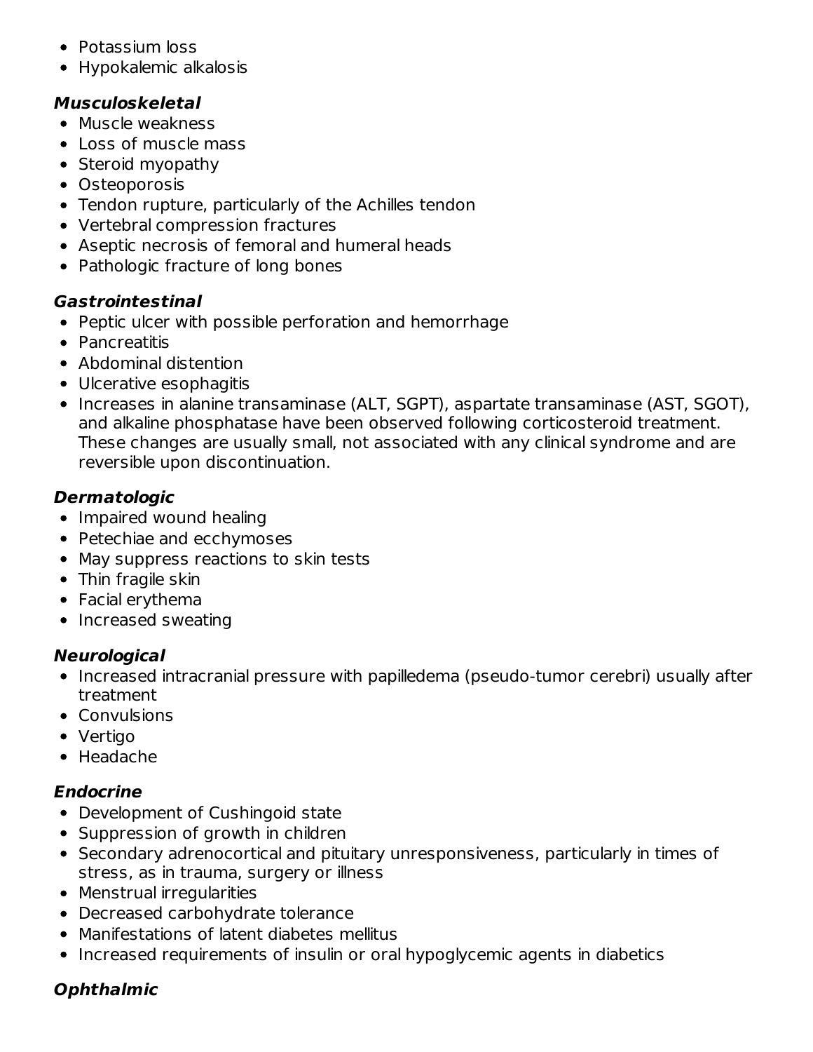- Potassium loss
- Hypokalemic alkalosis

***Musculoskeletal***

- Muscle weakness
- Loss of muscle mass
- Steroid myopathy
- Osteoporosis
- Tendon rupture, particularly of the Achilles tendon
- Vertebral compression fractures
- Aseptic necrosis of femoral and humeral heads
- Pathologic fracture of long bones

***Gastrointestinal***

- Peptic ulcer with possible perforation and hemorrhage
- Pancreatitis
- Abdominal distention
- Ulcerative esophagitis
- Increases in alanine transaminase (ALT, SGPT), aspartate transaminase (AST, SGOT), and alkaline phosphatase have been observed following corticosteroid treatment. These changes are usually small, not associated with any clinical syndrome and are reversible upon discontinuation.

***Dermatologic***

- Impaired wound healing
- Petechiae and ecchymoses
- May suppress reactions to skin tests
- Thin fragile skin
- Facial erythema
- Increased sweating

***Neurological***

- Increased intracranial pressure with papilledema (pseudo-tumor cerebri) usually after treatment
- Convulsions
- Vertigo
- Headache

***Endocrine***

- Development of Cushingoid state
- Suppression of growth in children
- Secondary adrenocortical and pituitary unresponsiveness, particularly in times of stress, as in trauma, surgery or illness
- Menstrual irregularities
- Decreased carbohydrate tolerance
- Manifestations of latent diabetes mellitus
- Increased requirements of insulin or oral hypoglycemic agents in diabetics

***Ophthalmic***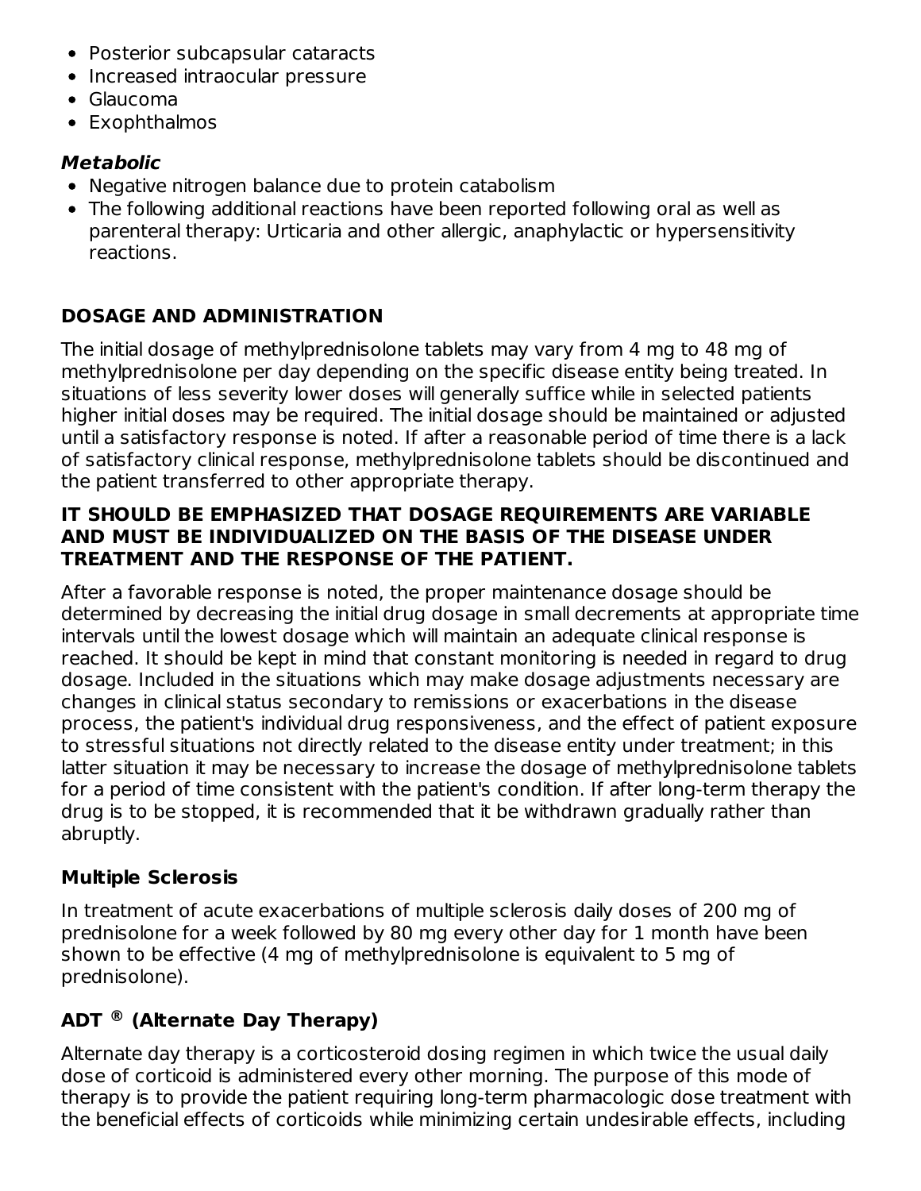- Posterior subcapsular cataracts
- Increased intraocular pressure
- Glaucoma
- Exophthalmos

***Metabolic***

- Negative nitrogen balance due to protein catabolism
- The following additional reactions have been reported following oral as well as parenteral therapy: Urticaria and other allergic, anaphylactic or hypersensitivity reactions.

## DOSAGE AND ADMINISTRATION

The initial dosage of methylprednisolone tablets may vary from 4 mg to 48 mg of methylprednisolone per day depending on the specific disease entity being treated. In situations of less severity lower doses will generally suffice while in selected patients higher initial doses may be required. The initial dosage should be maintained or adjusted until a satisfactory response is noted. If after a reasonable period of time there is a lack of satisfactory clinical response, methylprednisolone tablets should be discontinued and the patient transferred to other appropriate therapy.

**IT SHOULD BE EMPHASIZED THAT DOSAGE REQUIREMENTS ARE VARIABLE AND MUST BE INDIVIDUALIZED ON THE BASIS OF THE DISEASE UNDER TREATMENT AND THE RESPONSE OF THE PATIENT.**

After a favorable response is noted, the proper maintenance dosage should be determined by decreasing the initial drug dosage in small decrements at appropriate time intervals until the lowest dosage which will maintain an adequate clinical response is reached. It should be kept in mind that constant monitoring is needed in regard to drug dosage. Included in the situations which may make dosage adjustments necessary are changes in clinical status secondary to remissions or exacerbations in the disease process, the patient's individual drug responsiveness, and the effect of patient exposure to stressful situations not directly related to the disease entity under treatment; in this latter situation it may be necessary to increase the dosage of methylprednisolone tablets for a period of time consistent with the patient's condition. If after long-term therapy the drug is to be stopped, it is recommended that it be withdrawn gradually rather than abruptly.

### Multiple Sclerosis

In treatment of acute exacerbations of multiple sclerosis daily doses of 200 mg of prednisolone for a week followed by 80 mg every other day for 1 month have been shown to be effective (4 mg of methylprednisolone is equivalent to 5 mg of prednisolone).

### ADT ® (Alternate Day Therapy)

Alternate day therapy is a corticosteroid dosing regimen in which twice the usual daily dose of corticoid is administered every other morning. The purpose of this mode of therapy is to provide the patient requiring long-term pharmacologic dose treatment with the beneficial effects of corticoids while minimizing certain undesirable effects, including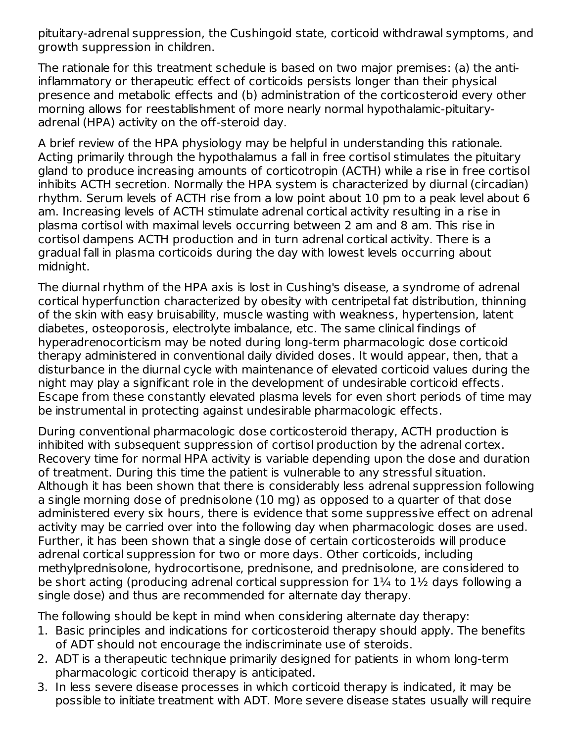pituitary-adrenal suppression, the Cushingoid state, corticoid withdrawal symptoms, and growth suppression in children.

The rationale for this treatment schedule is based on two major premises: (a) the anti-inflammatory or therapeutic effect of corticoids persists longer than their physical presence and metabolic effects and (b) administration of the corticosteroid every other morning allows for reestablishment of more nearly normal hypothalamic-pituitary-adrenal (HPA) activity on the off-steroid day.

A brief review of the HPA physiology may be helpful in understanding this rationale. Acting primarily through the hypothalamus a fall in free cortisol stimulates the pituitary gland to produce increasing amounts of corticotropin (ACTH) while a rise in free cortisol inhibits ACTH secretion. Normally the HPA system is characterized by diurnal (circadian) rhythm. Serum levels of ACTH rise from a low point about 10 pm to a peak level about 6 am. Increasing levels of ACTH stimulate adrenal cortical activity resulting in a rise in plasma cortisol with maximal levels occurring between 2 am and 8 am. This rise in cortisol dampens ACTH production and in turn adrenal cortical activity. There is a gradual fall in plasma corticoids during the day with lowest levels occurring about midnight.

The diurnal rhythm of the HPA axis is lost in Cushing's disease, a syndrome of adrenal cortical hyperfunction characterized by obesity with centripetal fat distribution, thinning of the skin with easy bruisability, muscle wasting with weakness, hypertension, latent diabetes, osteoporosis, electrolyte imbalance, etc. The same clinical findings of hyperadrenocorticism may be noted during long-term pharmacologic dose corticoid therapy administered in conventional daily divided doses. It would appear, then, that a disturbance in the diurnal cycle with maintenance of elevated corticoid values during the night may play a significant role in the development of undesirable corticoid effects. Escape from these constantly elevated plasma levels for even short periods of time may be instrumental in protecting against undesirable pharmacologic effects.

During conventional pharmacologic dose corticosteroid therapy, ACTH production is inhibited with subsequent suppression of cortisol production by the adrenal cortex. Recovery time for normal HPA activity is variable depending upon the dose and duration of treatment. During this time the patient is vulnerable to any stressful situation. Although it has been shown that there is considerably less adrenal suppression following a single morning dose of prednisolone (10 mg) as opposed to a quarter of that dose administered every six hours, there is evidence that some suppressive effect on adrenal activity may be carried over into the following day when pharmacologic doses are used. Further, it has been shown that a single dose of certain corticosteroids will produce adrenal cortical suppression for two or more days. Other corticoids, including methylprednisolone, hydrocortisone, prednisone, and prednisolone, are considered to be short acting (producing adrenal cortical suppression for 1¼ to 1½ days following a single dose) and thus are recommended for alternate day therapy.

The following should be kept in mind when considering alternate day therapy:

1. Basic principles and indications for corticosteroid therapy should apply. The benefits of ADT should not encourage the indiscriminate use of steroids.
2. ADT is a therapeutic technique primarily designed for patients in whom long-term pharmacologic corticoid therapy is anticipated.
3. In less severe disease processes in which corticoid therapy is indicated, it may be possible to initiate treatment with ADT. More severe disease states usually will require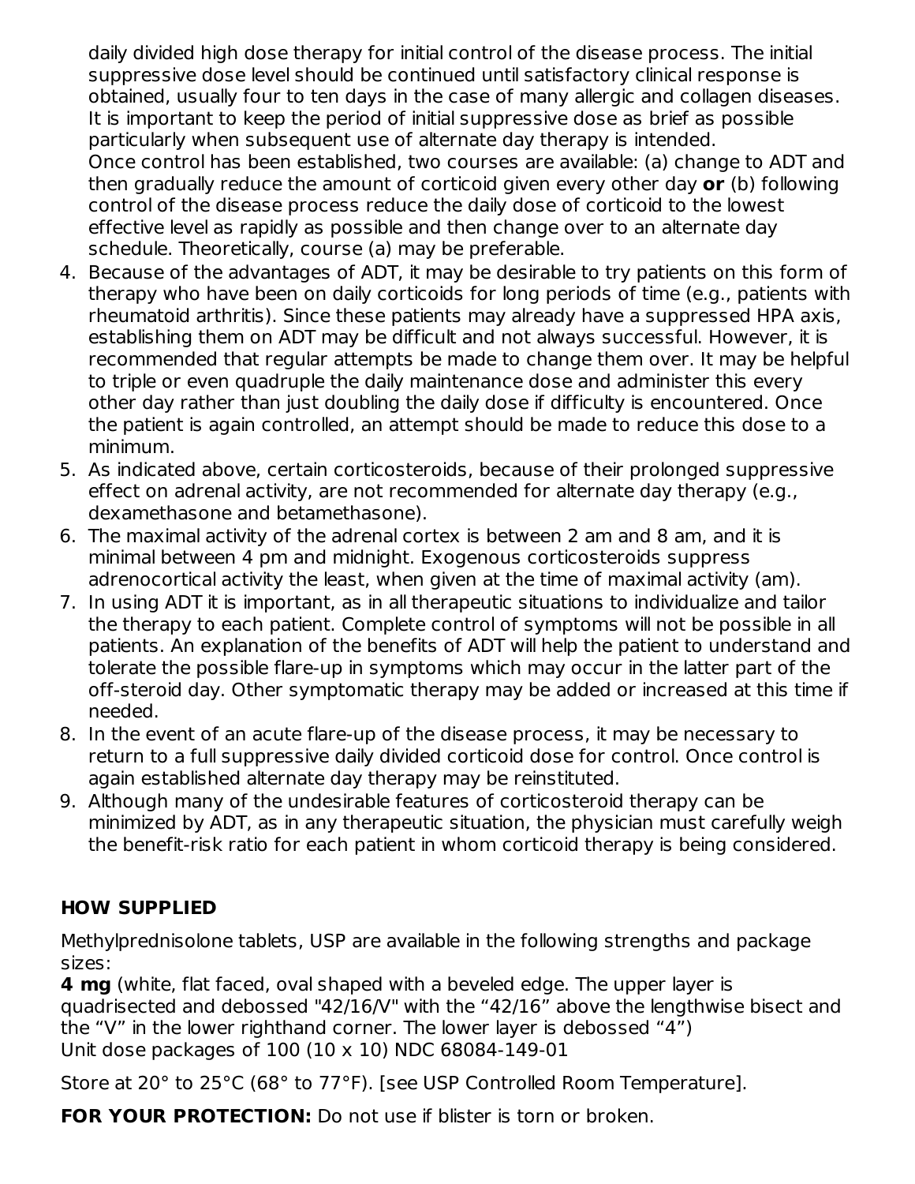daily divided high dose therapy for initial control of the disease process. The initial suppressive dose level should be continued until satisfactory clinical response is obtained, usually four to ten days in the case of many allergic and collagen diseases. It is important to keep the period of initial suppressive dose as brief as possible particularly when subsequent use of alternate day therapy is intended.
Once control has been established, two courses are available: (a) change to ADT and then gradually reduce the amount of corticoid given every other day **or** (b) following control of the disease process reduce the daily dose of corticoid to the lowest effective level as rapidly as possible and then change over to an alternate day schedule. Theoretically, course (a) may be preferable.

4. Because of the advantages of ADT, it may be desirable to try patients on this form of therapy who have been on daily corticoids for long periods of time (e.g., patients with rheumatoid arthritis). Since these patients may already have a suppressed HPA axis, establishing them on ADT may be difficult and not always successful. However, it is recommended that regular attempts be made to change them over. It may be helpful to triple or even quadruple the daily maintenance dose and administer this every other day rather than just doubling the daily dose if difficulty is encountered. Once the patient is again controlled, an attempt should be made to reduce this dose to a minimum.
5. As indicated above, certain corticosteroids, because of their prolonged suppressive effect on adrenal activity, are not recommended for alternate day therapy (e.g., dexamethasone and betamethasone).
6. The maximal activity of the adrenal cortex is between 2 am and 8 am, and it is minimal between 4 pm and midnight. Exogenous corticosteroids suppress adrenocortical activity the least, when given at the time of maximal activity (am).
7. In using ADT it is important, as in all therapeutic situations to individualize and tailor the therapy to each patient. Complete control of symptoms will not be possible in all patients. An explanation of the benefits of ADT will help the patient to understand and tolerate the possible flare-up in symptoms which may occur in the latter part of the off-steroid day. Other symptomatic therapy may be added or increased at this time if needed.
8. In the event of an acute flare-up of the disease process, it may be necessary to return to a full suppressive daily divided corticoid dose for control. Once control is again established alternate day therapy may be reinstituted.
9. Although many of the undesirable features of corticosteroid therapy can be minimized by ADT, as in any therapeutic situation, the physician must carefully weigh the benefit-risk ratio for each patient in whom corticoid therapy is being considered.

## HOW SUPPLIED

Methylprednisolone tablets, USP are available in the following strengths and package sizes:
**4 mg** (white, flat faced, oval shaped with a beveled edge. The upper layer is quadrisected and debossed "42/16/V" with the “42/16” above the lengthwise bisect and the “V” in the lower righthand corner. The lower layer is debossed “4”)
Unit dose packages of 100 (10 x 10) NDC 68084-149-01

Store at 20° to 25°C (68° to 77°F). [see USP Controlled Room Temperature].

**FOR YOUR PROTECTION:** Do not use if blister is torn or broken.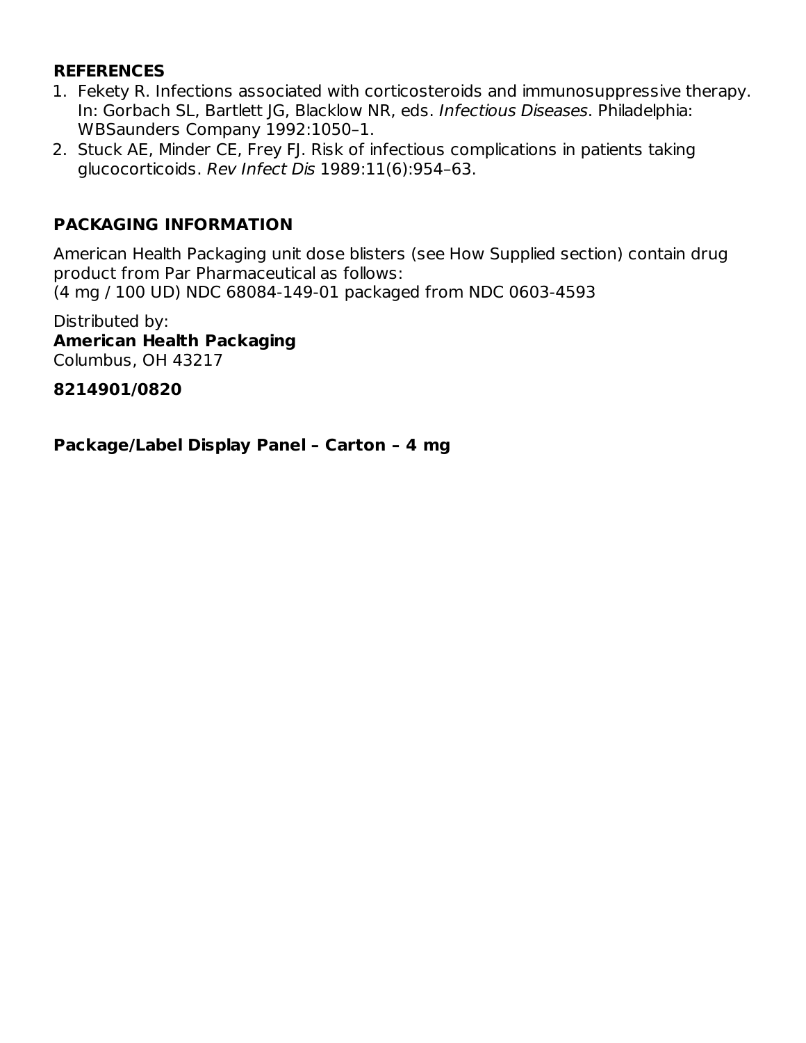## REFERENCES

1. Fekety R. Infections associated with corticosteroids and immunosuppressive therapy. In: Gorbach SL, Bartlett JG, Blacklow NR, eds. *Infectious Diseases*. Philadelphia: WBSaunders Company 1992:1050–1.
2. Stuck AE, Minder CE, Frey FJ. Risk of infectious complications in patients taking glucocorticoids. *Rev Infect Dis* 1989:11(6):954–63.

## PACKAGING INFORMATION

American Health Packaging unit dose blisters (see How Supplied section) contain drug product from Par Pharmaceutical as follows:
(4 mg / 100 UD) NDC 68084-149-01 packaged from NDC 0603-4593

Distributed by:
**American Health Packaging**
Columbus, OH 43217

**8214901/0820**

**Package/Label Display Panel – Carton – 4 mg**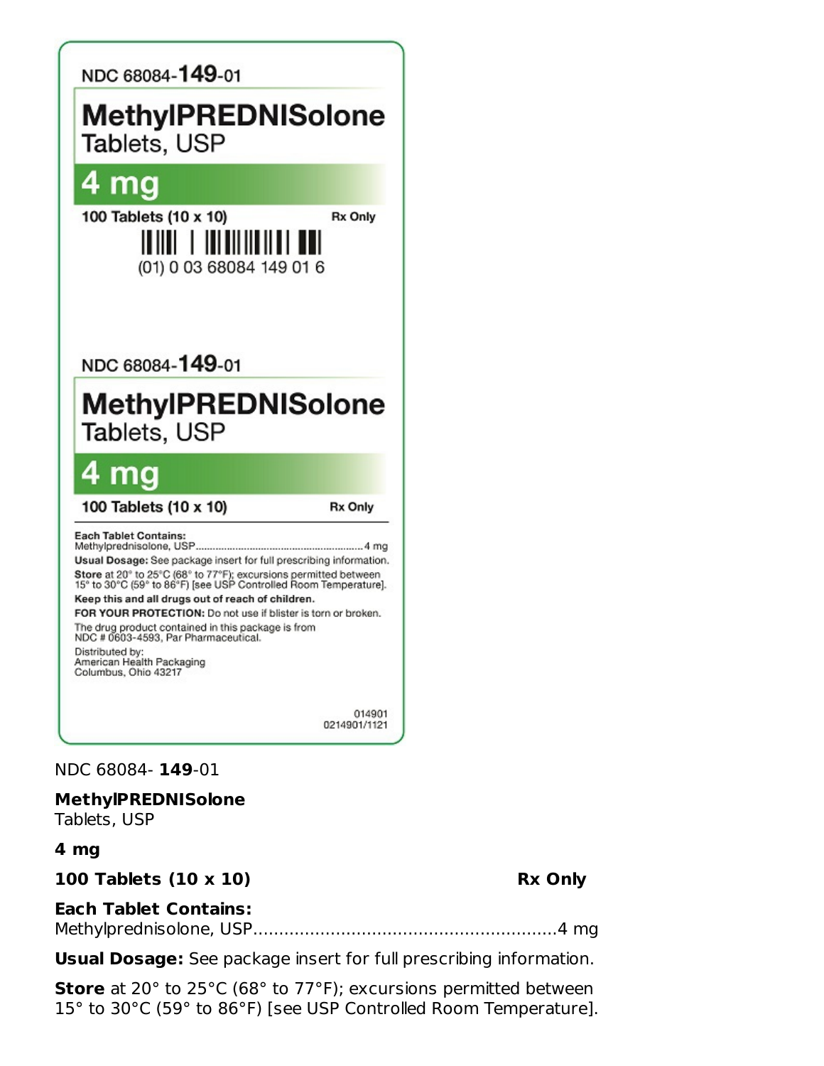NDC 68084-**149**-01

**MethylPREDNISolone**
Tablets, USP

**4 mg**

**100 Tablets (10 x 10)** **Rx Only**

(01) 0 03 68084 149 01 6

NDC 68084-**149**-01

**MethylPREDNISolone**
Tablets, USP

**4 mg**

**100 Tablets (10 x 10)** **Rx Only**

**Each Tablet Contains:**
Methylprednisolone, USP..........................................................4 mg

**Usual Dosage:** See package insert for full prescribing information.

**Store** at 20° to 25°C (68° to 77°F); excursions permitted between 15° to 30°C (59° to 86°F) [see USP Controlled Room Temperature].

**Keep this and all drugs out of reach of children.**

**FOR YOUR PROTECTION:** Do not use if blister is torn or broken.

The drug product contained in this package is from NDC # 0603-4593, Par Pharmaceutical.

Distributed by:
American Health Packaging
Columbus, Ohio 43217

014901
0214901/1121

NDC 68084- **149**-01

**MethylPREDNISolone**
Tablets, USP

**4 mg**

**100 Tablets (10 x 10)** **Rx Only**

**Each Tablet Contains:**
Methylprednisolone, USP..........................................................4 mg

**Usual Dosage:** See package insert for full prescribing information.

**Store** at 20° to 25°C (68° to 77°F); excursions permitted between 15° to 30°C (59° to 86°F) [see USP Controlled Room Temperature].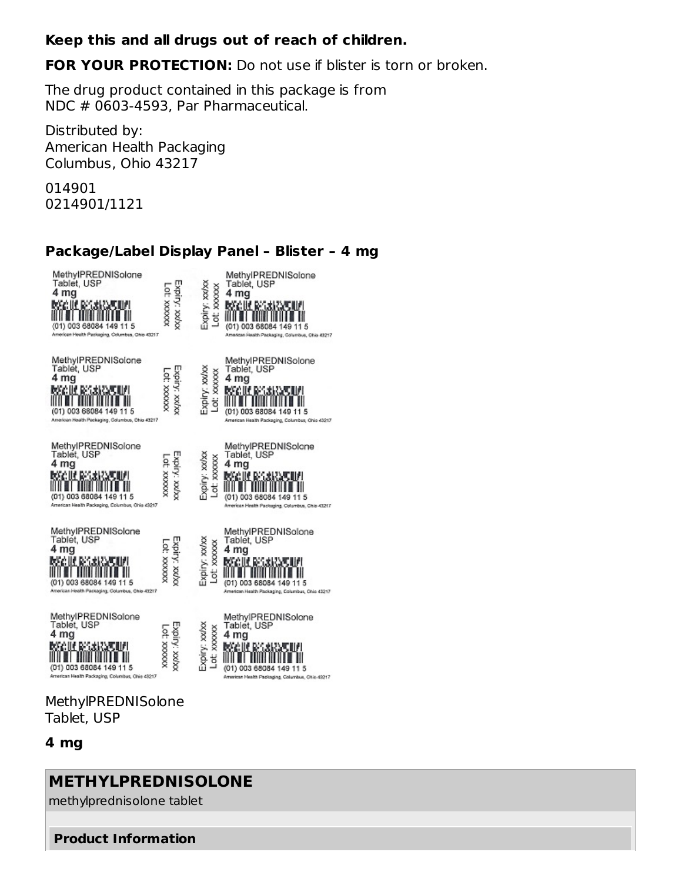**Keep this and all drugs out of reach of children.**

**FOR YOUR PROTECTION:** Do not use if blister is torn or broken.

The drug product contained in this package is from NDC # 0603-4593, Par Pharmaceutical.

Distributed by:
American Health Packaging
Columbus, Ohio 43217

014901
0214901/1121

**Package/Label Display Panel – Blister – 4 mg**

MethylPREDNISolone Tablet, USP
4 mg
(01) 003 68084 149 11 5
American Health Packaging, Columbus, Ohio 43217
Expiry: xx/xx
Lot: xxxxxx

MethylPREDNISolone
Tablet, USP

**4 mg**

## METHYLPREDNISOLONE

methylprednisolone tablet

**Product Information**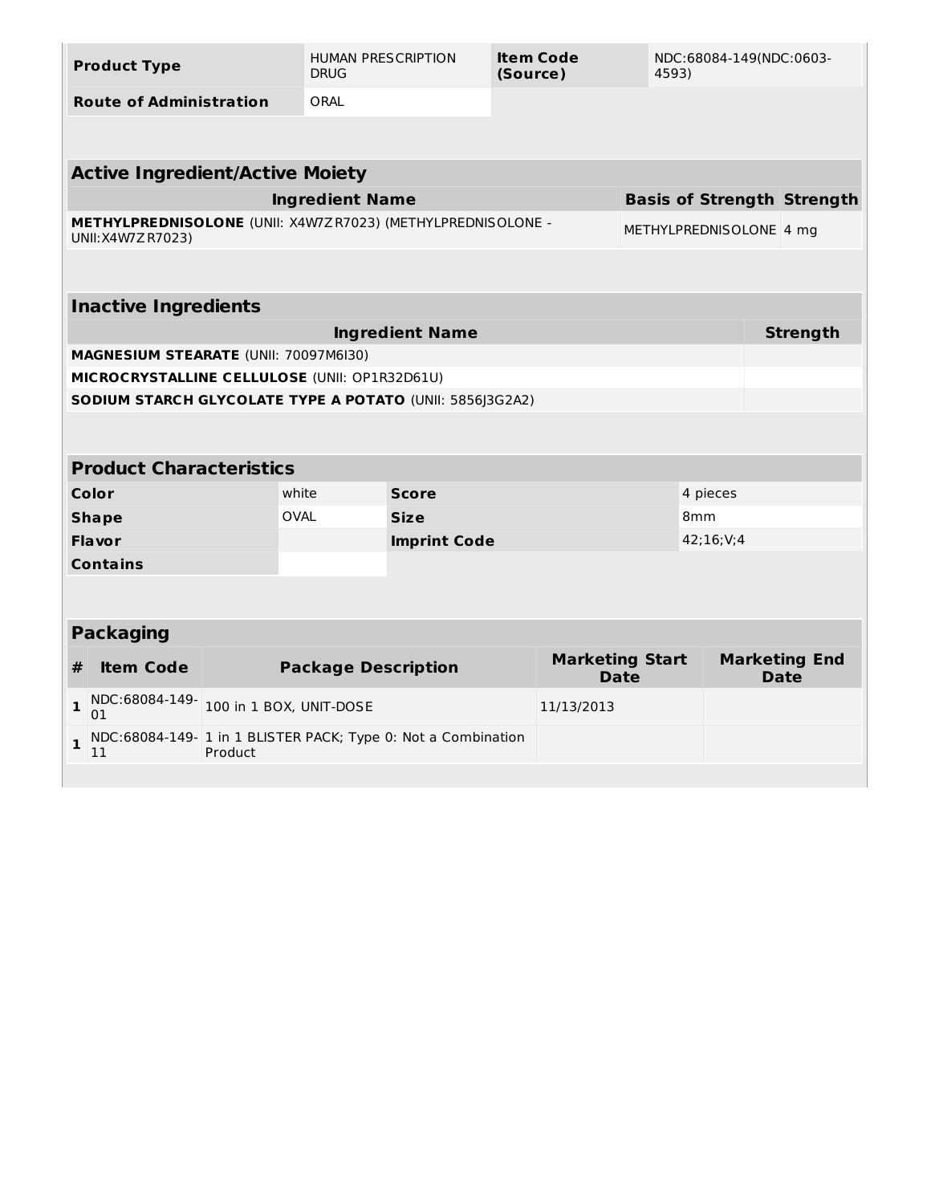| Product Type | HUMAN PRESCRIPTION DRUG | Item Code (Source) | NDC:68084-149(NDC:0603-4593) |
| --- | --- | --- | --- |
| Route of Administration | ORAL | | |

| Active Ingredient/Active Moiety | | |
| --- | --- | --- |
| Ingredient Name | Basis of Strength | Strength |
| **METHYLPREDNISOLONE** (UNII: X4W7ZR7023) (METHYLPREDNISOLONE - UNII:X4W7ZR7023) | METHYLPREDNISOLONE | 4 mg |

| Inactive Ingredients | |
| --- | --- |
| Ingredient Name | Strength |
| **MAGNESIUM STEARATE** (UNII: 70097M6I30) | |
| **MICROCRYSTALLINE CELLULOSE** (UNII: OP1R32D61U) | |
| **SODIUM STARCH GLYCOLATE TYPE A POTATO** (UNII: 5856J3G2A2) | |

| Product Characteristics | | | |
| --- | --- | --- | --- |
| Color | white | Score | 4 pieces |
| Shape | OVAL | Size | 8mm |
| Flavor | | Imprint Code | 42;16;V;4 |
| Contains | | | |

| Packaging | | | | |
| --- | --- | --- | --- | --- |
| # | Item Code | Package Description | Marketing Start Date | Marketing End Date |
| 1 | NDC:68084-149-01 | 100 in 1 BOX, UNIT-DOSE | 11/13/2013 | |
| 1 | NDC:68084-149-11 | 1 in 1 BLISTER PACK; Type 0: Not a Combination Product | | |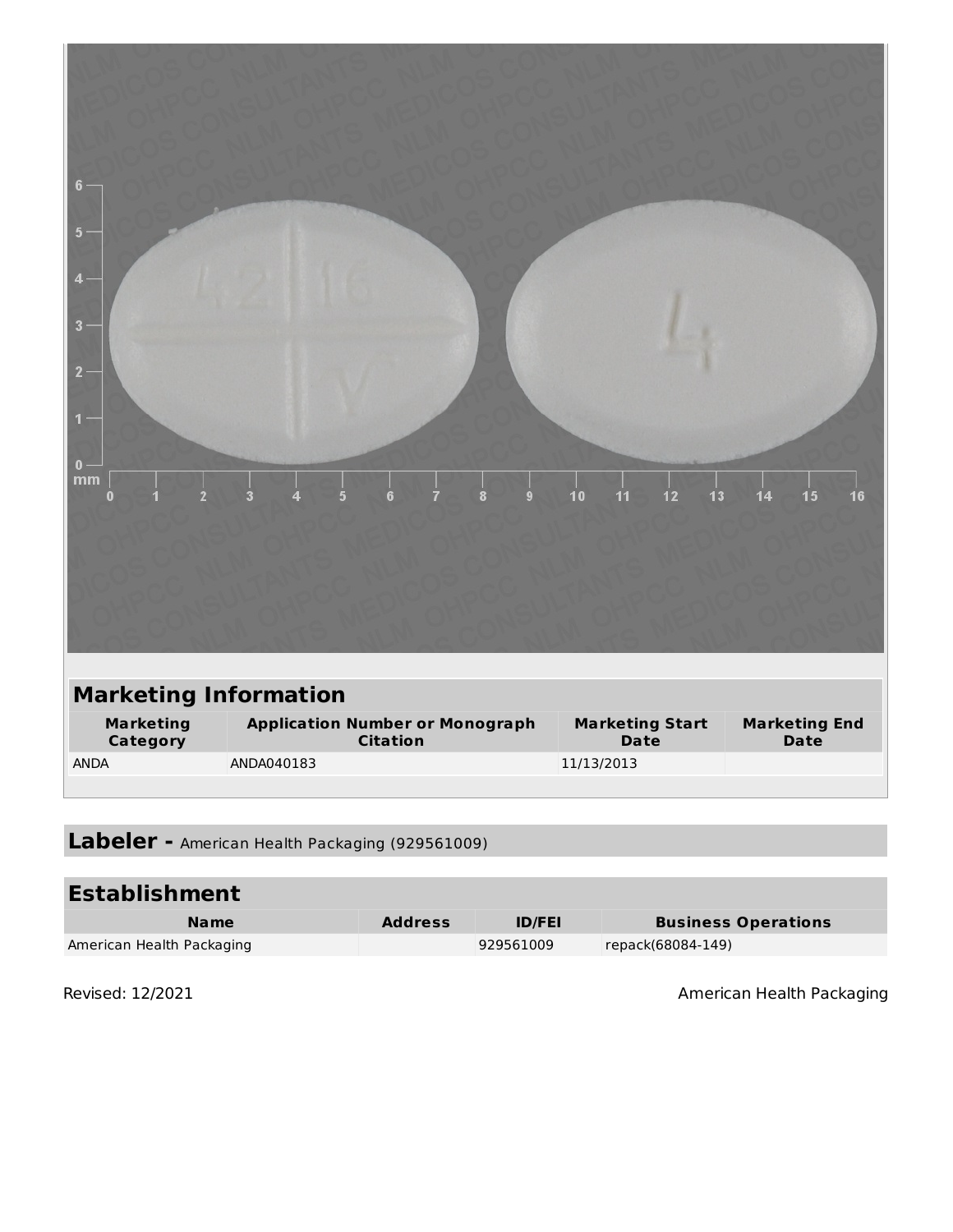## Marketing Information

| Marketing Category | Application Number or Monograph Citation | Marketing Start Date | Marketing End Date |
|---|---|---|---|
| ANDA | ANDA040183 | 11/13/2013 | |

## Labeler - American Health Packaging (929561009)

## Establishment

| Name | Address | ID/FEI | Business Operations |
|---|---|---|---|
| American Health Packaging | | 929561009 | repack(68084-149) |

Revised: 12/2021

American Health Packaging